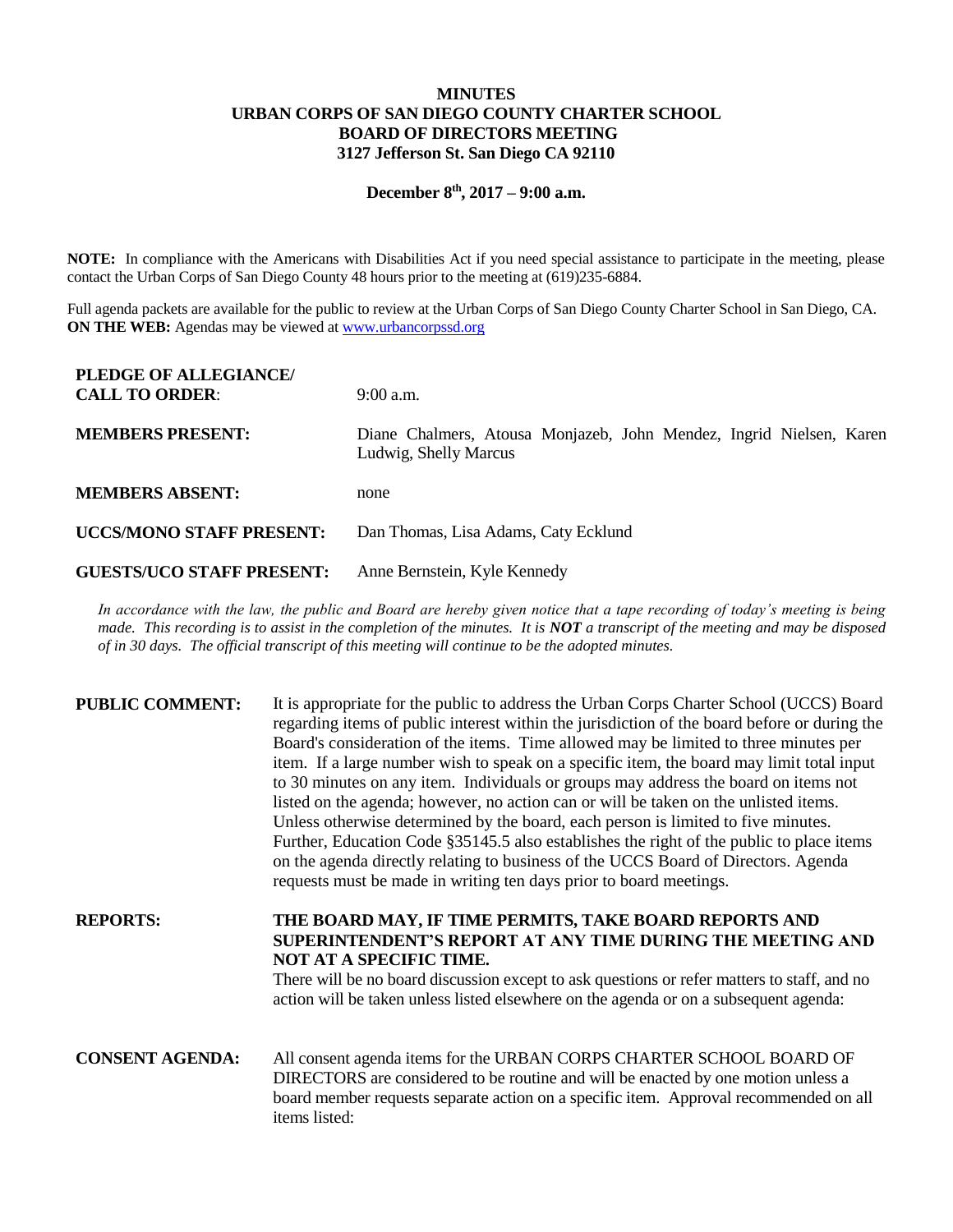# MINUTES
# URBAN CORPS OF SAN DIEGO COUNTY CHARTER SCHOOL
# BOARD OF DIRECTORS MEETING
# 3127 Jefferson St. San Diego CA 92110

**December 8th, 2017 – 9:00 a.m.**

**NOTE:** In compliance with the Americans with Disabilities Act if you need special assistance to participate in the meeting, please contact the Urban Corps of San Diego County 48 hours prior to the meeting at (619)235-6884.

Full agenda packets are available for the public to review at the Urban Corps of San Diego County Charter School in San Diego, CA.
**ON THE WEB:** Agendas may be viewed at www.urbancorpssd.org

| | |
|---|---|
| **PLEDGE OF ALLEGIANCE/ CALL TO ORDER**: | 9:00 a.m. |
| **MEMBERS PRESENT:** | Diane Chalmers, Atousa Monjazeb, John Mendez, Ingrid Nielsen, Karen Ludwig, Shelly Marcus |
| **MEMBERS ABSENT:** | none |
| **UCCS/MONO STAFF PRESENT:** | Dan Thomas, Lisa Adams, Caty Ecklund |
| **GUESTS/UCO STAFF PRESENT:** | Anne Bernstein, Kyle Kennedy |

*In accordance with the law, the public and Board are hereby given notice that a tape recording of today's meeting is being made. This recording is to assist in the completion of the minutes. It is **NOT** a transcript of the meeting and may be disposed of in 30 days. The official transcript of this meeting will continue to be the adopted minutes.*

**PUBLIC COMMENT:** It is appropriate for the public to address the Urban Corps Charter School (UCCS) Board regarding items of public interest within the jurisdiction of the board before or during the Board's consideration of the items. Time allowed may be limited to three minutes per item. If a large number wish to speak on a specific item, the board may limit total input to 30 minutes on any item. Individuals or groups may address the board on items not listed on the agenda; however, no action can or will be taken on the unlisted items. Unless otherwise determined by the board, each person is limited to five minutes. Further, Education Code §35145.5 also establishes the right of the public to place items on the agenda directly relating to business of the UCCS Board of Directors. Agenda requests must be made in writing ten days prior to board meetings.

**REPORTS:** **THE BOARD MAY, IF TIME PERMITS, TAKE BOARD REPORTS AND SUPERINTENDENT'S REPORT AT ANY TIME DURING THE MEETING AND NOT AT A SPECIFIC TIME.**
There will be no board discussion except to ask questions or refer matters to staff, and no action will be taken unless listed elsewhere on the agenda or on a subsequent agenda:

**CONSENT AGENDA:** All consent agenda items for the URBAN CORPS CHARTER SCHOOL BOARD OF DIRECTORS are considered to be routine and will be enacted by one motion unless a board member requests separate action on a specific item. Approval recommended on all items listed: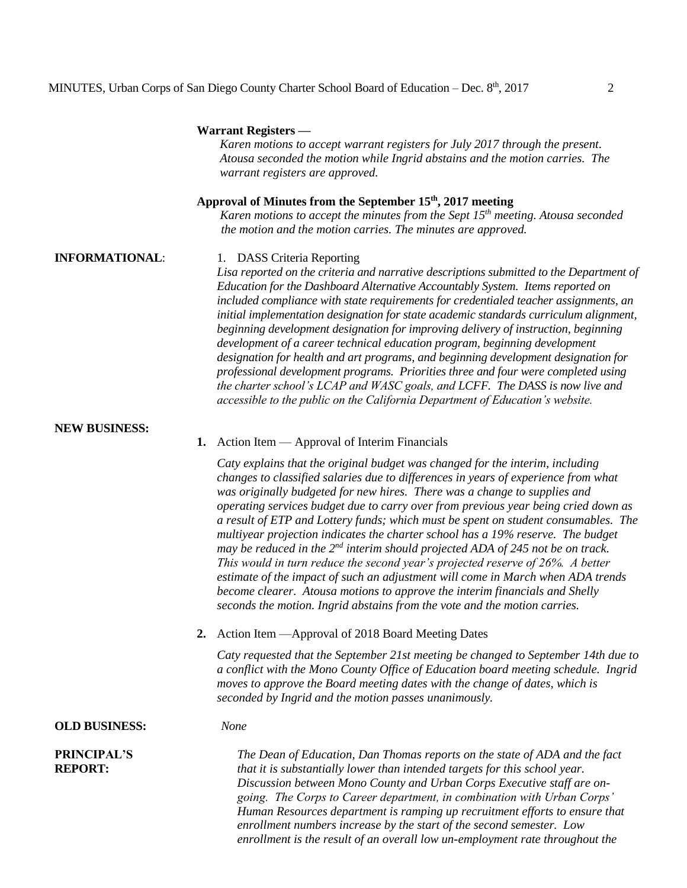**Warrant Registers —**

*Karen motions to accept warrant registers for July 2017 through the present. Atousa seconded the motion while Ingrid abstains and the motion carries. The warrant registers are approved.*

**Approval of Minutes from the September 15th, 2017 meeting**

*Karen motions to accept the minutes from the Sept 15th meeting. Atousa seconded the motion and the motion carries. The minutes are approved.*

**INFORMATIONAL:**

1. DASS Criteria Reporting

*Lisa reported on the criteria and narrative descriptions submitted to the Department of Education for the Dashboard Alternative Accountably System. Items reported on included compliance with state requirements for credentialed teacher assignments, an initial implementation designation for state academic standards curriculum alignment, beginning development designation for improving delivery of instruction, beginning development of a career technical education program, beginning development designation for health and art programs, and beginning development designation for professional development programs. Priorities three and four were completed using the charter school's LCAP and WASC goals, and LCFF. The DASS is now live and accessible to the public on the California Department of Education's website.*

**NEW BUSINESS:**

**1.** Action Item — Approval of Interim Financials

*Caty explains that the original budget was changed for the interim, including changes to classified salaries due to differences in years of experience from what was originally budgeted for new hires. There was a change to supplies and operating services budget due to carry over from previous year being cried down as a result of ETP and Lottery funds; which must be spent on student consumables. The multiyear projection indicates the charter school has a 19% reserve. The budget may be reduced in the 2nd interim should projected ADA of 245 not be on track. This would in turn reduce the second year's projected reserve of 26%. A better estimate of the impact of such an adjustment will come in March when ADA trends become clearer. Atousa motions to approve the interim financials and Shelly seconds the motion. Ingrid abstains from the vote and the motion carries.*

**2.** Action Item —Approval of 2018 Board Meeting Dates

*Caty requested that the September 21st meeting be changed to September 14th due to a conflict with the Mono County Office of Education board meeting schedule. Ingrid moves to approve the Board meeting dates with the change of dates, which is seconded by Ingrid and the motion passes unanimously.*

**OLD BUSINESS:** *None*

**PRINCIPAL'S REPORT:**

*The Dean of Education, Dan Thomas reports on the state of ADA and the fact that it is substantially lower than intended targets for this school year. Discussion between Mono County and Urban Corps Executive staff are on-going. The Corps to Career department, in combination with Urban Corps' Human Resources department is ramping up recruitment efforts to ensure that enrollment numbers increase by the start of the second semester. Low enrollment is the result of an overall low un-employment rate throughout the*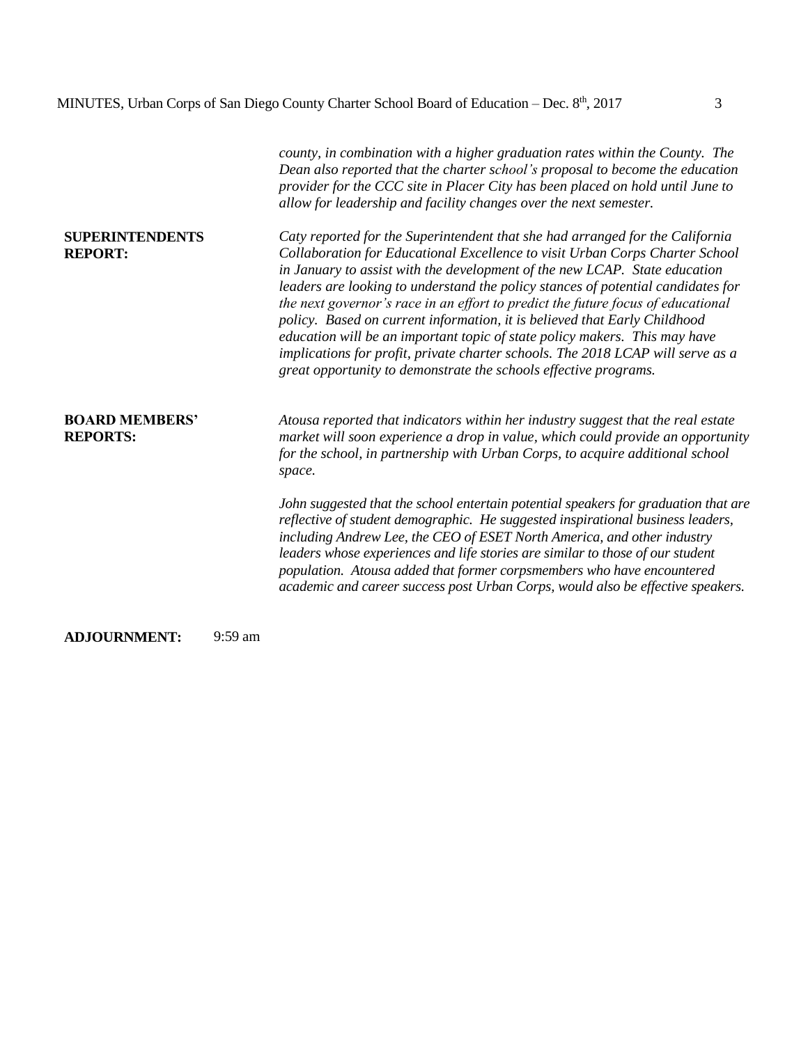*county, in combination with a higher graduation rates within the County. The Dean also reported that the charter school's proposal to become the education provider for the CCC site in Placer City has been placed on hold until June to allow for leadership and facility changes over the next semester.*

**SUPERINTENDENTS REPORT:**

*Caty reported for the Superintendent that she had arranged for the California Collaboration for Educational Excellence to visit Urban Corps Charter School in January to assist with the development of the new LCAP. State education leaders are looking to understand the policy stances of potential candidates for the next governor's race in an effort to predict the future focus of educational policy. Based on current information, it is believed that Early Childhood education will be an important topic of state policy makers. This may have implications for profit, private charter schools. The 2018 LCAP will serve as a great opportunity to demonstrate the schools effective programs.*

**BOARD MEMBERS' REPORTS:**

*Atousa reported that indicators within her industry suggest that the real estate market will soon experience a drop in value, which could provide an opportunity for the school, in partnership with Urban Corps, to acquire additional school space.*

*John suggested that the school entertain potential speakers for graduation that are reflective of student demographic. He suggested inspirational business leaders, including Andrew Lee, the CEO of ESET North America, and other industry leaders whose experiences and life stories are similar to those of our student population. Atousa added that former corpsmembers who have encountered academic and career success post Urban Corps, would also be effective speakers.*

**ADJOURNMENT:** 9:59 am